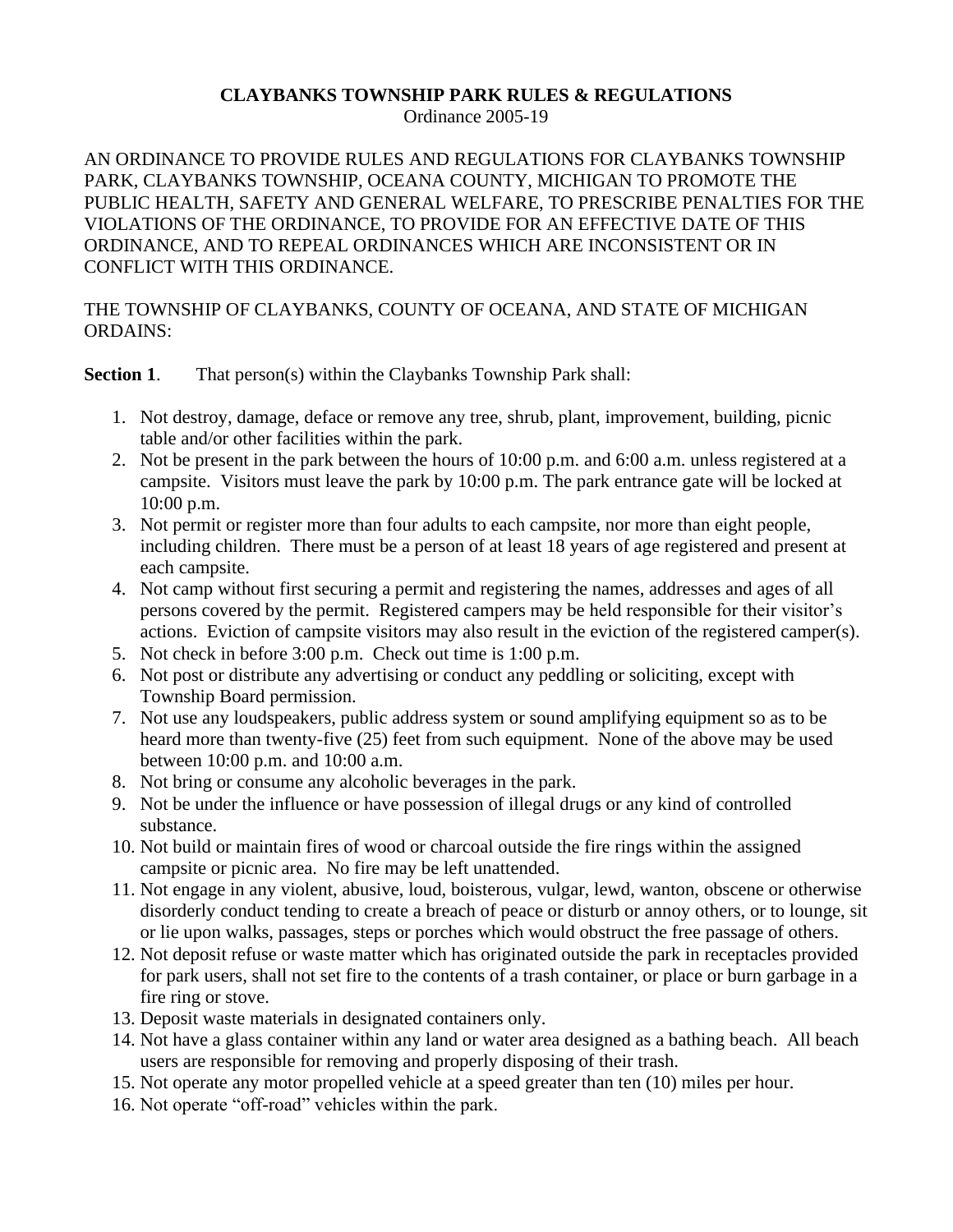# CLAYBANKS TOWNSHIP PARK RULES & REGULATIONS

Ordinance 2005-19

AN ORDINANCE TO PROVIDE RULES AND REGULATIONS FOR CLAYBANKS TOWNSHIP PARK, CLAYBANKS TOWNSHIP, OCEANA COUNTY, MICHIGAN TO PROMOTE THE PUBLIC HEALTH, SAFETY AND GENERAL WELFARE, TO PRESCRIBE PENALTIES FOR THE VIOLATIONS OF THE ORDINANCE, TO PROVIDE FOR AN EFFECTIVE DATE OF THIS ORDINANCE, AND TO REPEAL ORDINANCES WHICH ARE INCONSISTENT OR IN CONFLICT WITH THIS ORDINANCE.

THE TOWNSHIP OF CLAYBANKS, COUNTY OF OCEANA, AND STATE OF MICHIGAN ORDAINS:

**Section 1**. That person(s) within the Claybanks Township Park shall:

1. Not destroy, damage, deface or remove any tree, shrub, plant, improvement, building, picnic table and/or other facilities within the park.
2. Not be present in the park between the hours of 10:00 p.m. and 6:00 a.m. unless registered at a campsite. Visitors must leave the park by 10:00 p.m. The park entrance gate will be locked at 10:00 p.m.
3. Not permit or register more than four adults to each campsite, nor more than eight people, including children. There must be a person of at least 18 years of age registered and present at each campsite.
4. Not camp without first securing a permit and registering the names, addresses and ages of all persons covered by the permit. Registered campers may be held responsible for their visitor's actions. Eviction of campsite visitors may also result in the eviction of the registered camper(s).
5. Not check in before 3:00 p.m. Check out time is 1:00 p.m.
6. Not post or distribute any advertising or conduct any peddling or soliciting, except with Township Board permission.
7. Not use any loudspeakers, public address system or sound amplifying equipment so as to be heard more than twenty-five (25) feet from such equipment. None of the above may be used between 10:00 p.m. and 10:00 a.m.
8. Not bring or consume any alcoholic beverages in the park.
9. Not be under the influence or have possession of illegal drugs or any kind of controlled substance.
10. Not build or maintain fires of wood or charcoal outside the fire rings within the assigned campsite or picnic area. No fire may be left unattended.
11. Not engage in any violent, abusive, loud, boisterous, vulgar, lewd, wanton, obscene or otherwise disorderly conduct tending to create a breach of peace or disturb or annoy others, or to lounge, sit or lie upon walks, passages, steps or porches which would obstruct the free passage of others.
12. Not deposit refuse or waste matter which has originated outside the park in receptacles provided for park users, shall not set fire to the contents of a trash container, or place or burn garbage in a fire ring or stove.
13. Deposit waste materials in designated containers only.
14. Not have a glass container within any land or water area designed as a bathing beach. All beach users are responsible for removing and properly disposing of their trash.
15. Not operate any motor propelled vehicle at a speed greater than ten (10) miles per hour.
16. Not operate "off-road" vehicles within the park.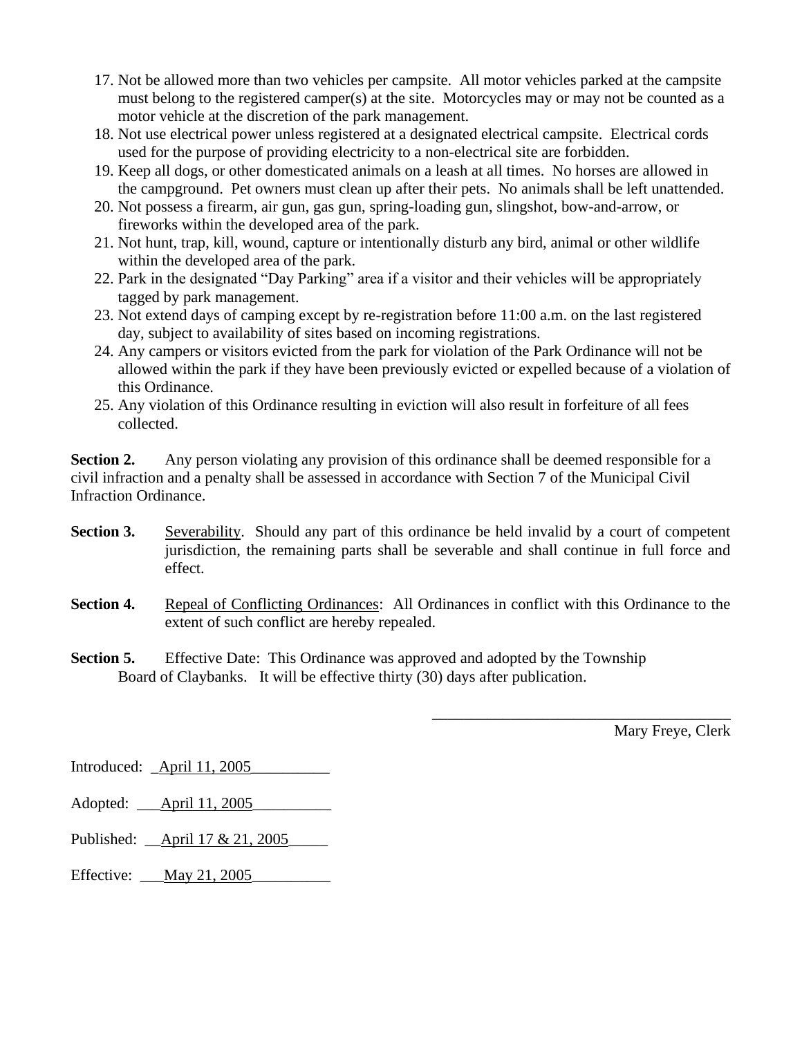17. Not be allowed more than two vehicles per campsite. All motor vehicles parked at the campsite must belong to the registered camper(s) at the site. Motorcycles may or may not be counted as a motor vehicle at the discretion of the park management.
18. Not use electrical power unless registered at a designated electrical campsite. Electrical cords used for the purpose of providing electricity to a non-electrical site are forbidden.
19. Keep all dogs, or other domesticated animals on a leash at all times. No horses are allowed in the campground. Pet owners must clean up after their pets. No animals shall be left unattended.
20. Not possess a firearm, air gun, gas gun, spring-loading gun, slingshot, bow-and-arrow, or fireworks within the developed area of the park.
21. Not hunt, trap, kill, wound, capture or intentionally disturb any bird, animal or other wildlife within the developed area of the park.
22. Park in the designated "Day Parking" area if a visitor and their vehicles will be appropriately tagged by park management.
23. Not extend days of camping except by re-registration before 11:00 a.m. on the last registered day, subject to availability of sites based on incoming registrations.
24. Any campers or visitors evicted from the park for violation of the Park Ordinance will not be allowed within the park if they have been previously evicted or expelled because of a violation of this Ordinance.
25. Any violation of this Ordinance resulting in eviction will also result in forfeiture of all fees collected.

**Section 2.** Any person violating any provision of this ordinance shall be deemed responsible for a civil infraction and a penalty shall be assessed in accordance with Section 7 of the Municipal Civil Infraction Ordinance.

**Section 3.** Severability. Should any part of this ordinance be held invalid by a court of competent jurisdiction, the remaining parts shall be severable and shall continue in full force and effect.

**Section 4.** Repeal of Conflicting Ordinances: All Ordinances in conflict with this Ordinance to the extent of such conflict are hereby repealed.

**Section 5.** Effective Date: This Ordinance was approved and adopted by the Township Board of Claybanks. It will be effective thirty (30) days after publication.

\_\_\_\_\_\_\_\_\_\_\_\_\_\_\_\_\_\_\_\_\_\_\_\_\_\_\_\_\_\_\_\_\_\_\_\_\_\_\_\_

Mary Freye, Clerk

Introduced: April 11, 2005

Adopted: April 11, 2005

Published: April 17 & 21, 2005

Effective: May 21, 2005